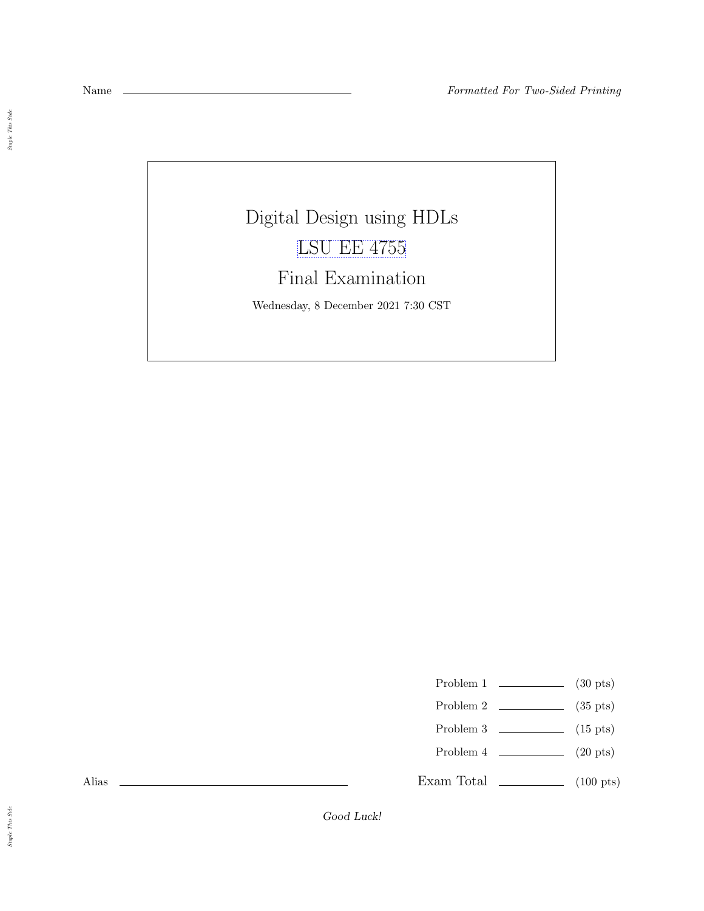Name ____________________ *Formatted For Two-Sided Printing*

# Digital Design using HDLs

## LSU EE 4755

## Final Examination

Wednesday, 8 December 2021 7:30 CST

| | | |
|---|---|---|
| Problem 1 | ________ | (30 pts) |
| Problem 2 | ________ | (35 pts) |
| Problem 3 | ________ | (15 pts) |
| Problem 4 | ________ | (20 pts) |
| Exam Total | ________ | (100 pts) |

Alias ____________________

*Good Luck!*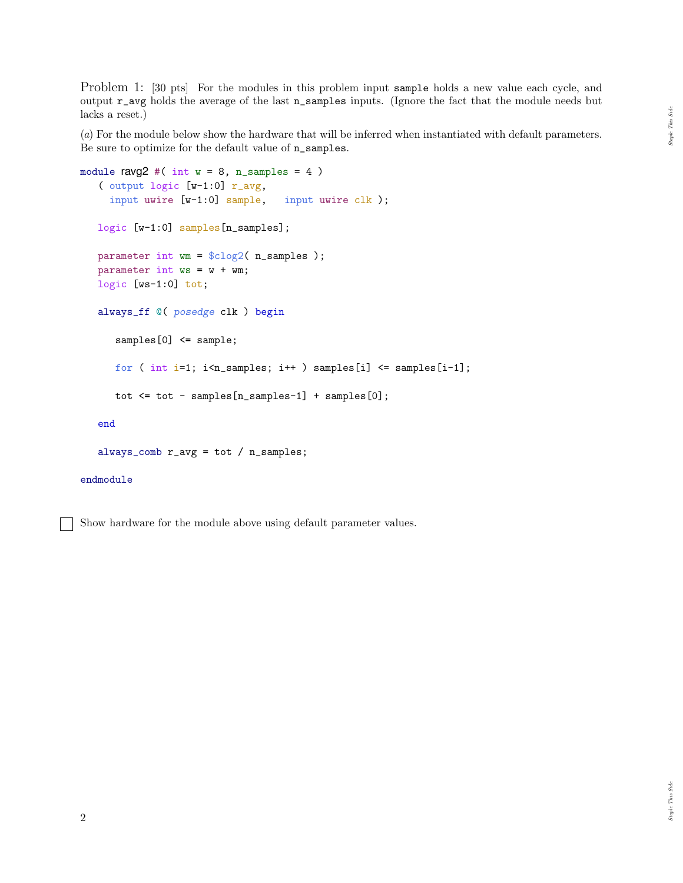Problem 1: [30 pts] For the modules in this problem input `sample` holds a new value each cycle, and output `r_avg` holds the average of the last `n_samples` inputs. (Ignore the fact that the module needs but lacks a reset.)

(*a*) For the module below show the hardware that will be inferred when instantiated with default parameters. Be sure to optimize for the default value of `n_samples`.

```
module ravg2 #( int w = 8, n_samples = 4 )
   ( output logic [w-1:0] r_avg,
     input uwire [w-1:0] sample,   input uwire clk );

   logic [w-1:0] samples[n_samples];

   parameter int wm = $clog2( n_samples );
   parameter int ws = w + wm;
   logic [ws-1:0] tot;

   always_ff @( posedge clk ) begin

      samples[0] <= sample;

      for ( int i=1; i<n_samples; i++ ) samples[i] <= samples[i-1];

      tot <= tot - samples[n_samples-1] + samples[0];

   end

   always_comb r_avg = tot / n_samples;

endmodule
```

☐ Show hardware for the module above using default parameter values.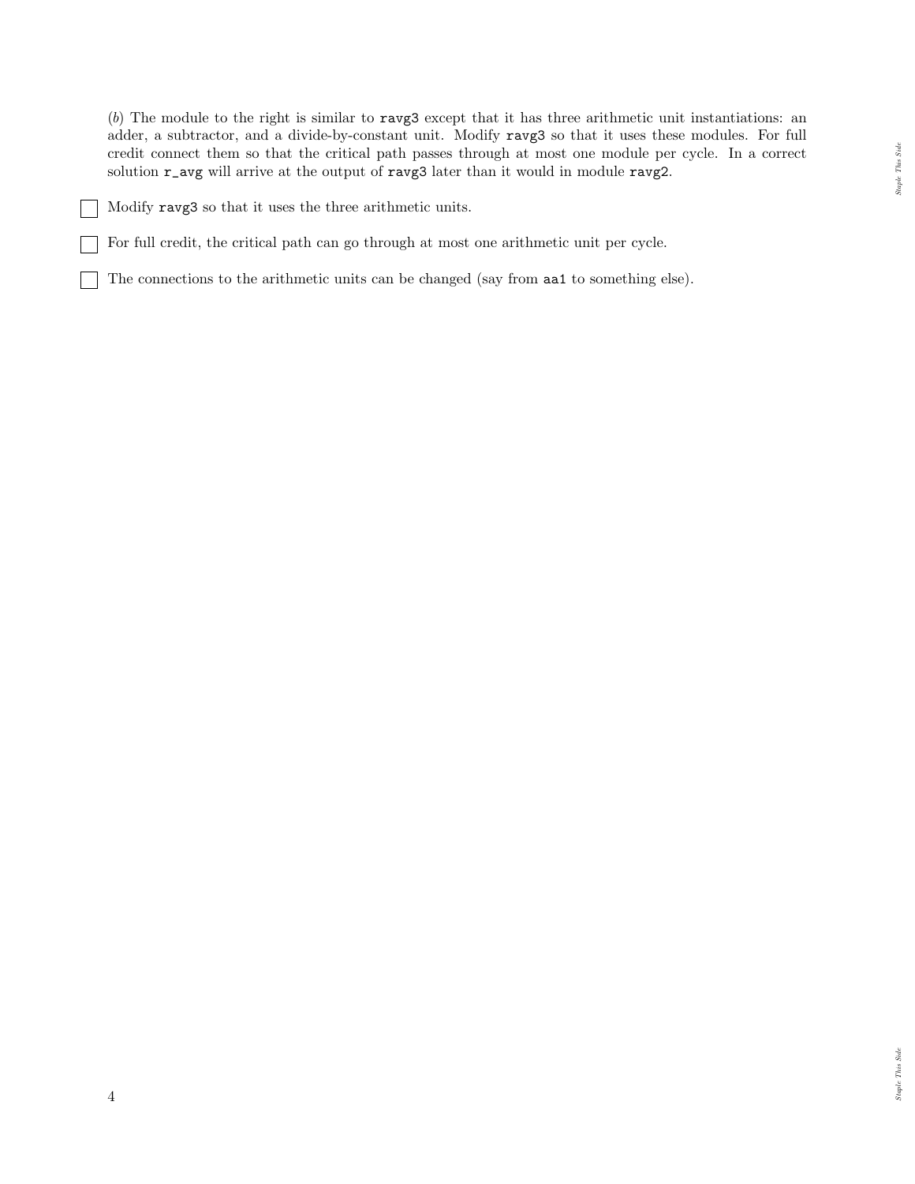(*b*) The module to the right is similar to `ravg3` except that it has three arithmetic unit instantiations: an adder, a subtractor, and a divide-by-constant unit. Modify `ravg3` so that it uses these modules. For full credit connect them so that the critical path passes through at most one module per cycle. In a correct solution `r_avg` will arrive at the output of `ravg3` later than it would in module `ravg2`.

- [ ] Modify `ravg3` so that it uses the three arithmetic units.
- [ ] For full credit, the critical path can go through at most one arithmetic unit per cycle.
- [ ] The connections to the arithmetic units can be changed (say from `aa1` to something else).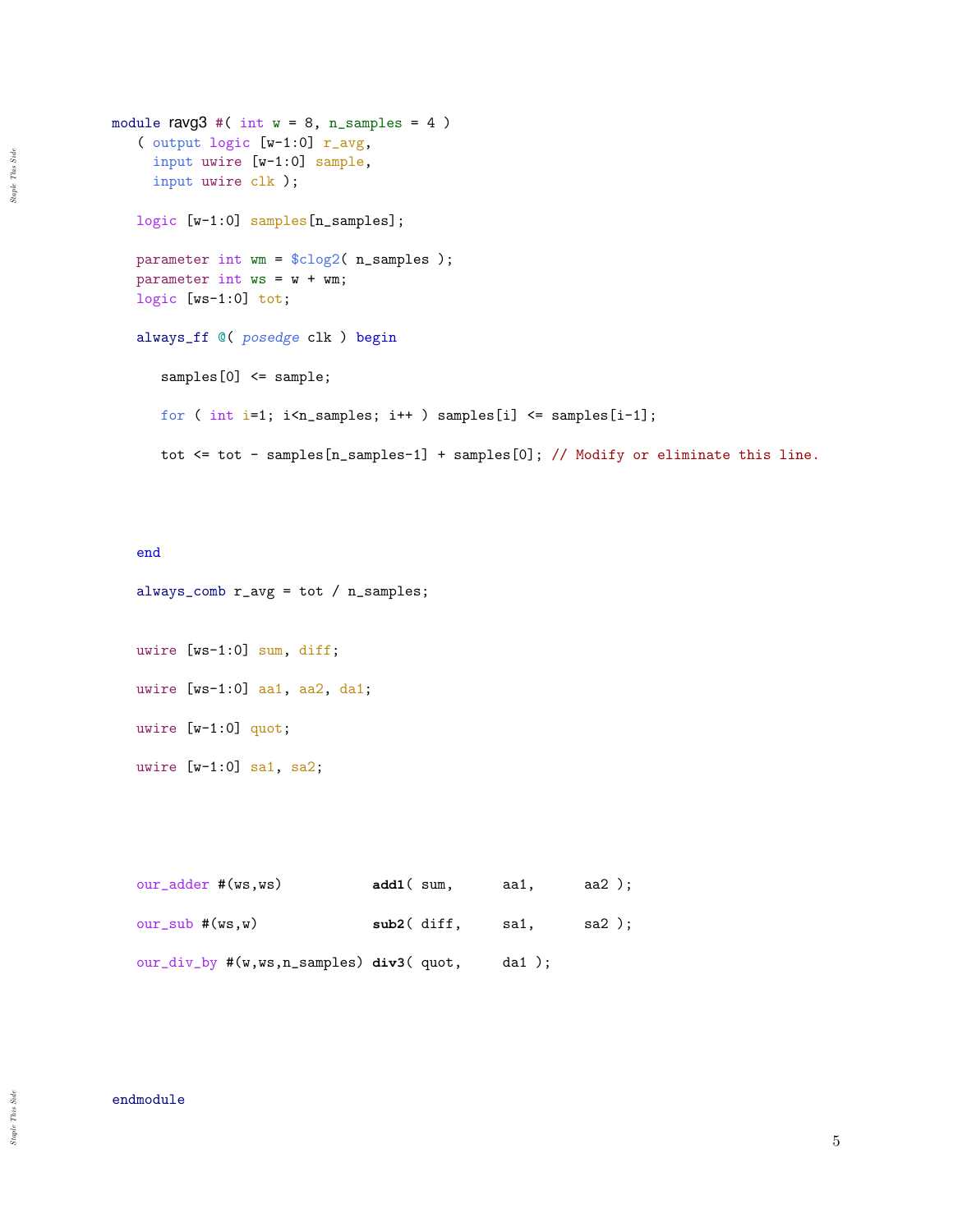```
module ravg3 #( int w = 8, n_samples = 4 )
   ( output logic [w-1:0] r_avg,
     input uwire [w-1:0] sample,
     input uwire clk );

   logic [w-1:0] samples[n_samples];

   parameter int wm = $clog2( n_samples );
   parameter int ws = w + wm;
   logic [ws-1:0] tot;

   always_ff @( posedge clk ) begin

      samples[0] <= sample;

      for ( int i=1; i<n_samples; i++ ) samples[i] <= samples[i-1];

      tot <= tot - samples[n_samples-1] + samples[0]; // Modify or eliminate this line.



   end

   always_comb r_avg = tot / n_samples;


   uwire [ws-1:0] sum, diff;

   uwire [ws-1:0] aa1, aa2, da1;

   uwire [w-1:0] quot;

   uwire [w-1:0] sa1, sa2;




   our_adder #(ws,ws)           add1( sum,      aa1,      aa2 );

   our_sub #(ws,w)              sub2( diff,     sa1,      sa2 );

   our_div_by #(w,ws,n_samples) div3( quot,     da1 );






endmodule
```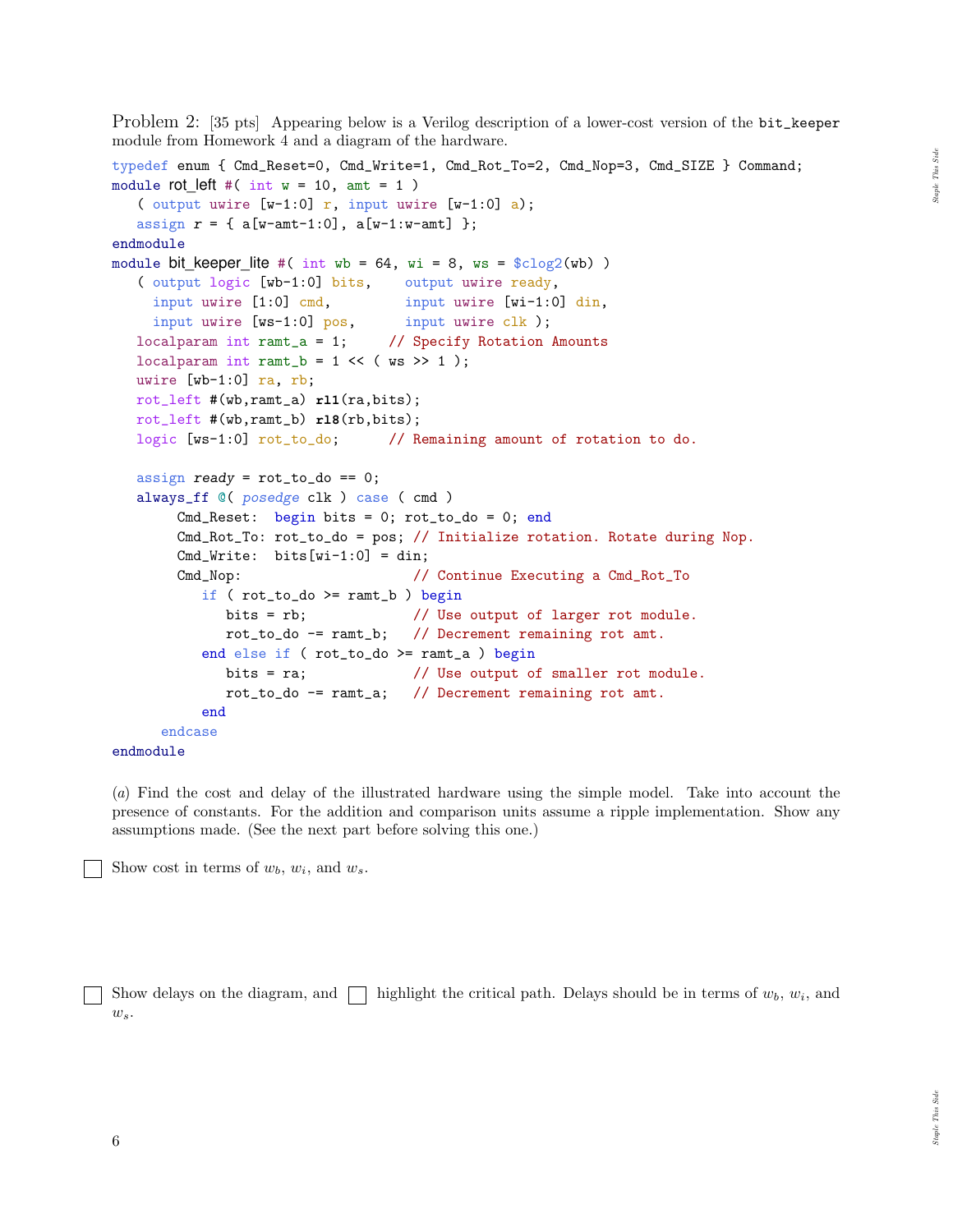Problem 2: [35 pts] Appearing below is a Verilog description of a lower-cost version of the `bit_keeper` module from Homework 4 and a diagram of the hardware.

```
typedef enum { Cmd_Reset=0, Cmd_Write=1, Cmd_Rot_To=2, Cmd_Nop=3, Cmd_SIZE } Command;
module rot_left #( int w = 10, amt = 1 )
   ( output uwire [w-1:0] r, input uwire [w-1:0] a);
   assign r = { a[w-amt-1:0], a[w-1:w-amt] };
endmodule
module bit_keeper_lite #( int wb = 64, wi = 8, ws = $clog2(wb) )
   ( output logic [wb-1:0] bits,    output uwire ready,
     input uwire [1:0] cmd,         input uwire [wi-1:0] din,
     input uwire [ws-1:0] pos,      input uwire clk );
   localparam int ramt_a = 1;     // Specify Rotation Amounts
   localparam int ramt_b = 1 << ( ws >> 1 );
   uwire [wb-1:0] ra, rb;
   rot_left #(wb,ramt_a) rl1(ra,bits);
   rot_left #(wb,ramt_b) rl8(rb,bits);
   logic [ws-1:0] rot_to_do;      // Remaining amount of rotation to do.

   assign ready = rot_to_do == 0;
   always_ff @( posedge clk ) case ( cmd )
        Cmd_Reset:  begin bits = 0; rot_to_do = 0; end
        Cmd_Rot_To: rot_to_do = pos; // Initialize rotation. Rotate during Nop.
        Cmd_Write:  bits[wi-1:0] = din;
        Cmd_Nop:                    // Continue Executing a Cmd_Rot_To
           if ( rot_to_do >= ramt_b ) begin
              bits = rb;            // Use output of larger rot module.
              rot_to_do -= ramt_b;  // Decrement remaining rot amt.
           end else if ( rot_to_do >= ramt_a ) begin
              bits = ra;            // Use output of smaller rot module.
              rot_to_do -= ramt_a;  // Decrement remaining rot amt.
           end
      endcase
endmodule
```

(*a*) Find the cost and delay of the illustrated hardware using the simple model. Take into account the presence of constants. For the addition and comparison units assume a ripple implementation. Show any assumptions made. (See the next part before solving this one.)

☐ Show cost in terms of $w_b$, $w_i$, and $w_s$.

☐ Show delays on the diagram, and ☐ highlight the critical path. Delays should be in terms of $w_b$, $w_i$, and $w_s$.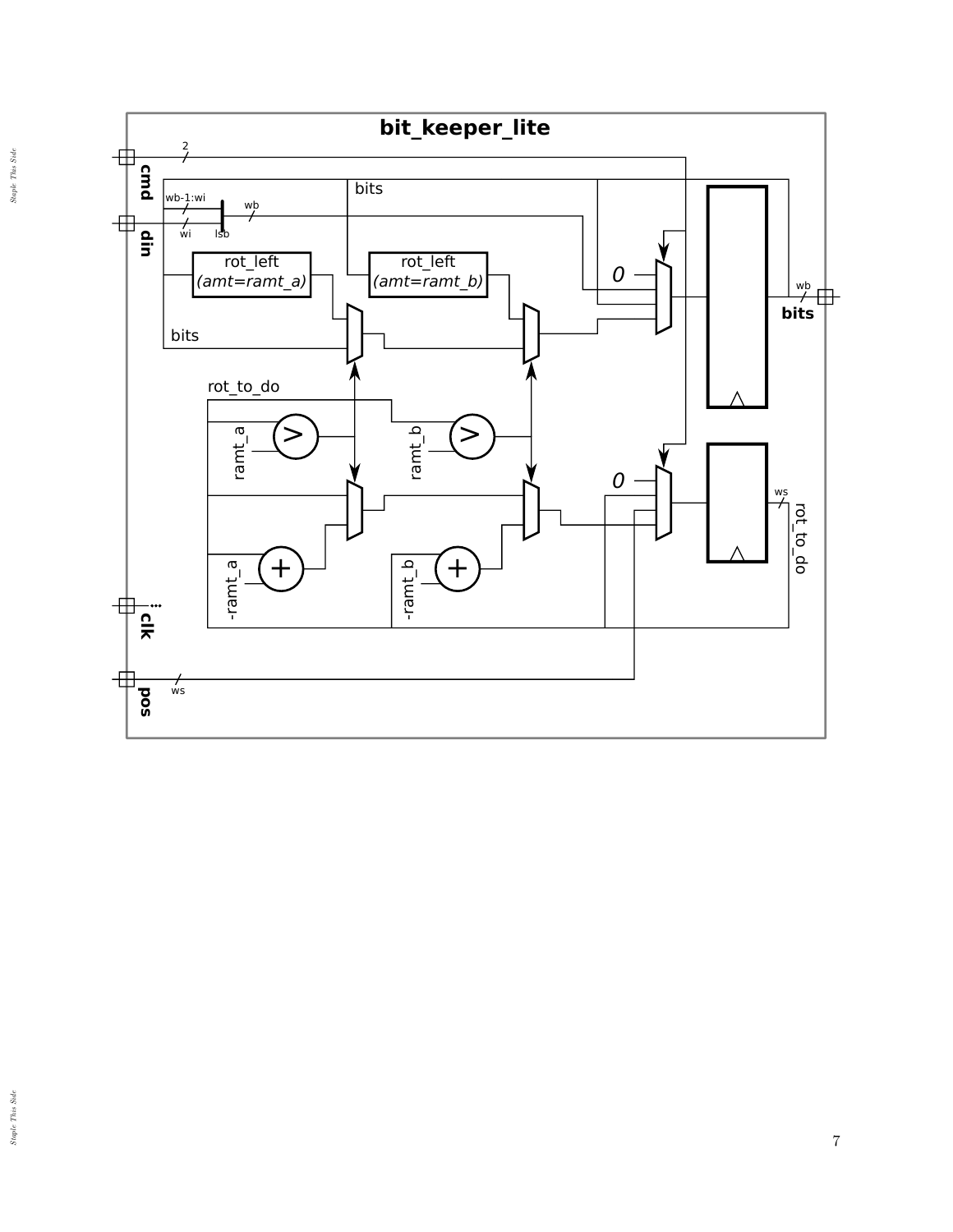# bit_keeper_lite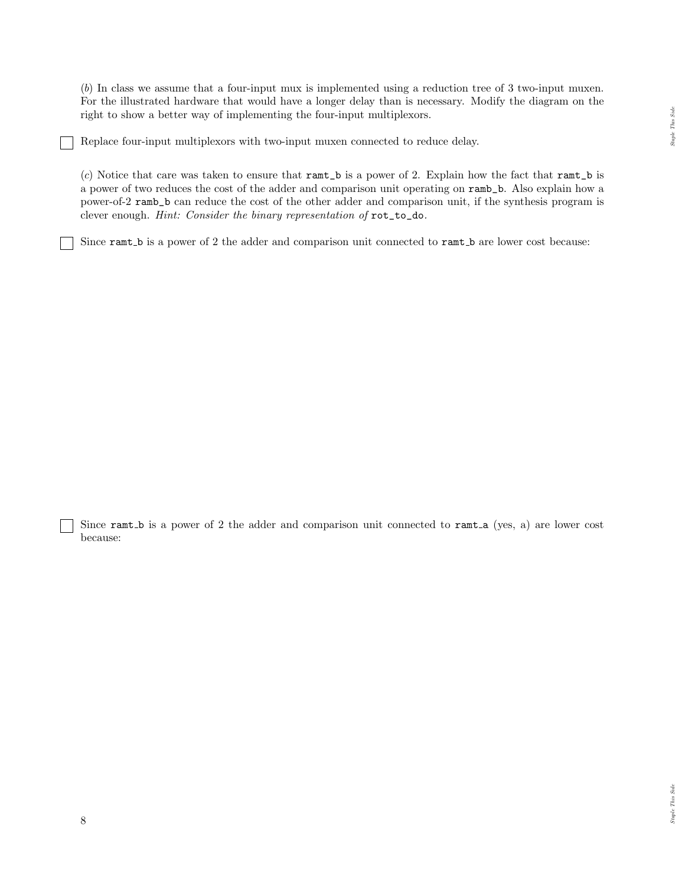(*b*) In class we assume that a four-input mux is implemented using a reduction tree of 3 two-input muxen. For the illustrated hardware that would have a longer delay than is necessary. Modify the diagram on the right to show a better way of implementing the four-input multiplexors.

☐ Replace four-input multiplexors with two-input muxen connected to reduce delay.

(*c*) Notice that care was taken to ensure that `ramt_b` is a power of 2. Explain how the fact that `ramt_b` is a power of two reduces the cost of the adder and comparison unit operating on `ramb_b`. Also explain how a power-of-2 `ramb_b` can reduce the cost of the other adder and comparison unit, if the synthesis program is clever enough. *Hint: Consider the binary representation of* `rot_to_do`.

☐ Since `ramt_b` is a power of 2 the adder and comparison unit connected to `ramt_b` are lower cost because:

☐ Since `ramt_b` is a power of 2 the adder and comparison unit connected to `ramt_a` (yes, a) are lower cost because: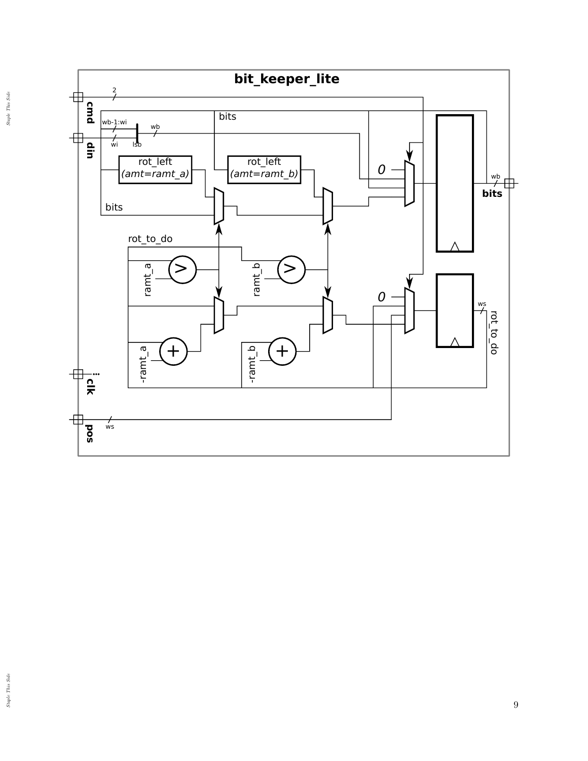# bit_keeper_lite

cmd 2

din

wb-1:wi

wi

lsb

wb

bits

rot_left
*(amt=ramt_a)*

rot_left
*(amt=ramt_b)*

0

wb

**bits**

bits

rot_to_do

ramt_a

ramt_b

0

ws

rot_to_do

-ramt_a

-ramt_b

clk

pos

ws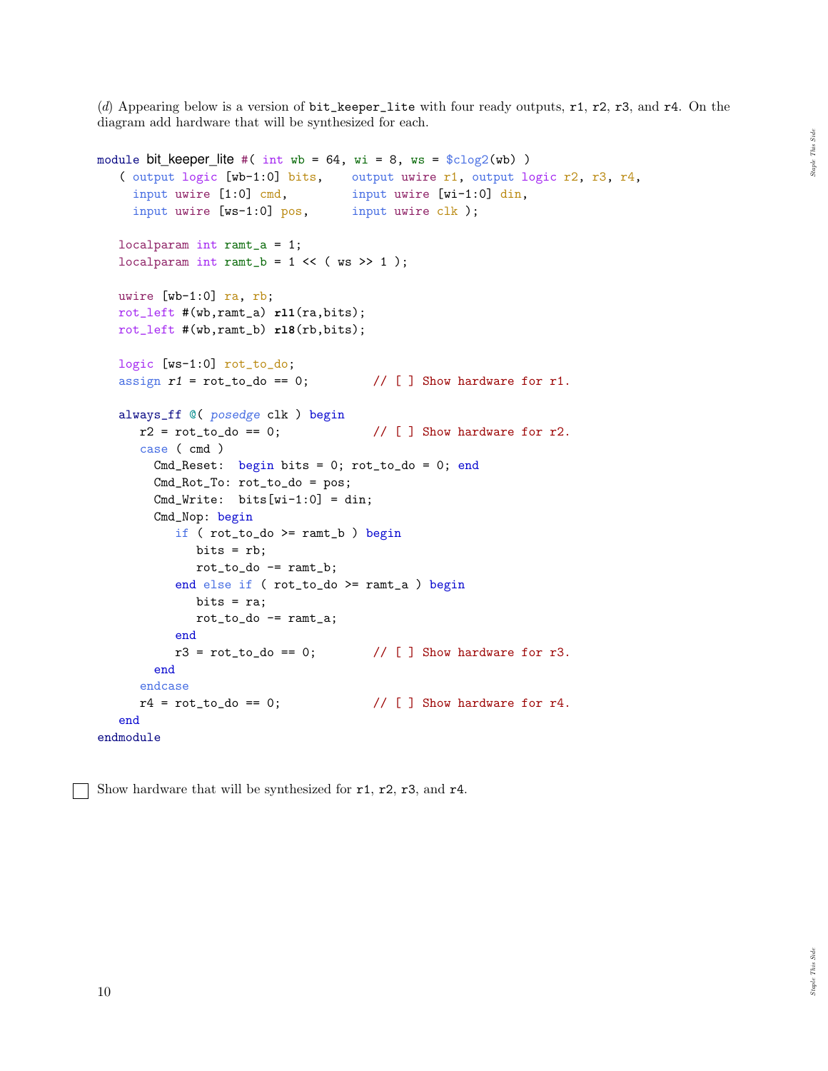(*d*) Appearing below is a version of `bit_keeper_lite` with four ready outputs, `r1`, `r2`, `r3`, and `r4`. On the diagram add hardware that will be synthesized for each.

```
module bit_keeper_lite #( int wb = 64, wi = 8, ws = $clog2(wb) )
   ( output logic [wb-1:0] bits,    output uwire r1, output logic r2, r3, r4,
     input uwire [1:0] cmd,         input uwire [wi-1:0] din,
     input uwire [ws-1:0] pos,      input uwire clk );

   localparam int ramt_a = 1;
   localparam int ramt_b = 1 << ( ws >> 1 );

   uwire [wb-1:0] ra, rb;
   rot_left #(wb,ramt_a) rl1(ra,bits);
   rot_left #(wb,ramt_b) rl8(rb,bits);

   logic [ws-1:0] rot_to_do;
   assign r1 = rot_to_do == 0;         // [ ] Show hardware for r1.

   always_ff @( posedge clk ) begin
      r2 = rot_to_do == 0;             // [ ] Show hardware for r2.
      case ( cmd )
        Cmd_Reset:  begin bits = 0; rot_to_do = 0; end
        Cmd_Rot_To: rot_to_do = pos;
        Cmd_Write:  bits[wi-1:0] = din;
        Cmd_Nop: begin
           if ( rot_to_do >= ramt_b ) begin
              bits = rb;
              rot_to_do -= ramt_b;
           end else if ( rot_to_do >= ramt_a ) begin
              bits = ra;
              rot_to_do -= ramt_a;
           end
           r3 = rot_to_do == 0;        // [ ] Show hardware for r3.
        end
      endcase
      r4 = rot_to_do == 0;             // [ ] Show hardware for r4.
   end
endmodule
```

[ ] Show hardware that will be synthesized for `r1`, `r2`, `r3`, and `r4`.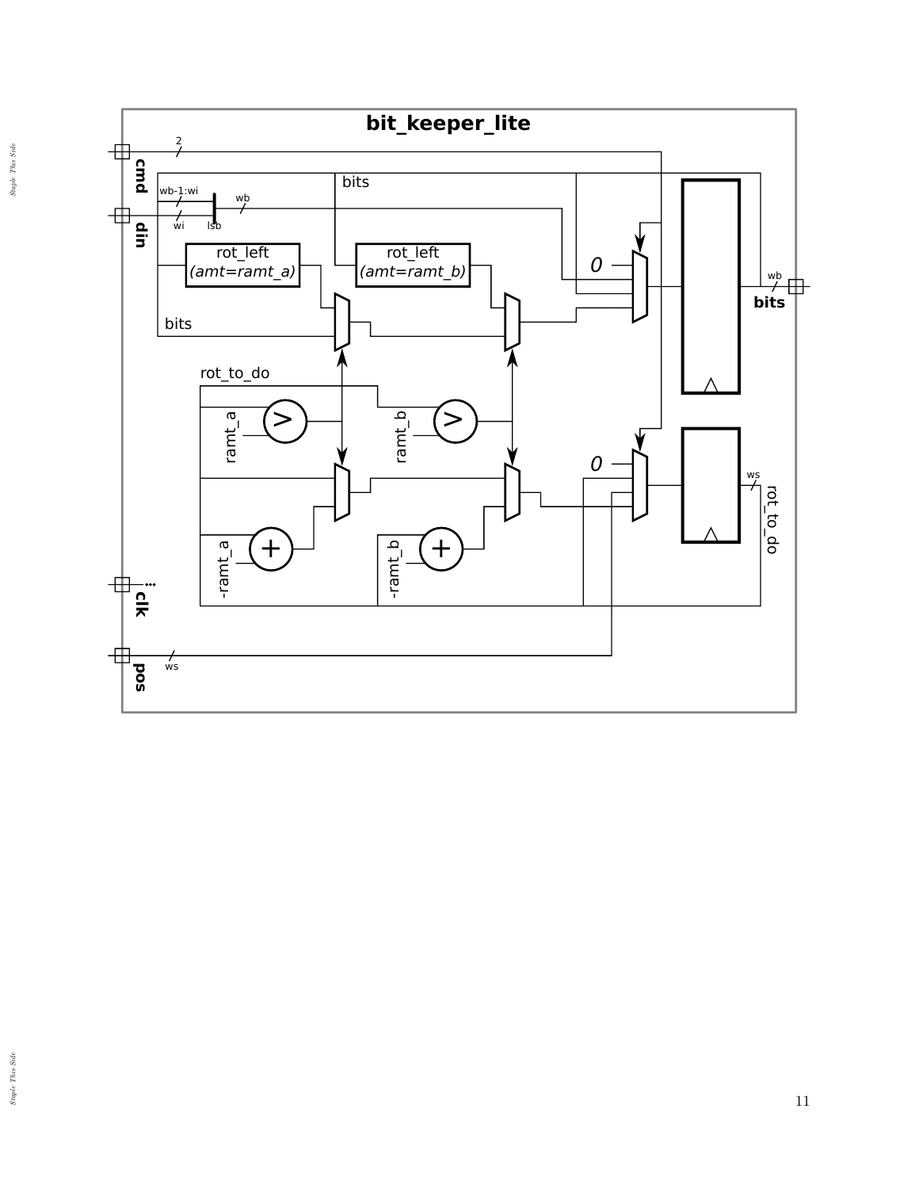# bit_keeper_lite

cmd, din, clk, pos, bits

2, wb-1:wi, wi, lsb, wb, ws

rot_left
(amt=ramt_a)

rot_left
(amt=ramt_b)

rot_to_do, ramt_a, ramt_b, -ramt_a, -ramt_b, 0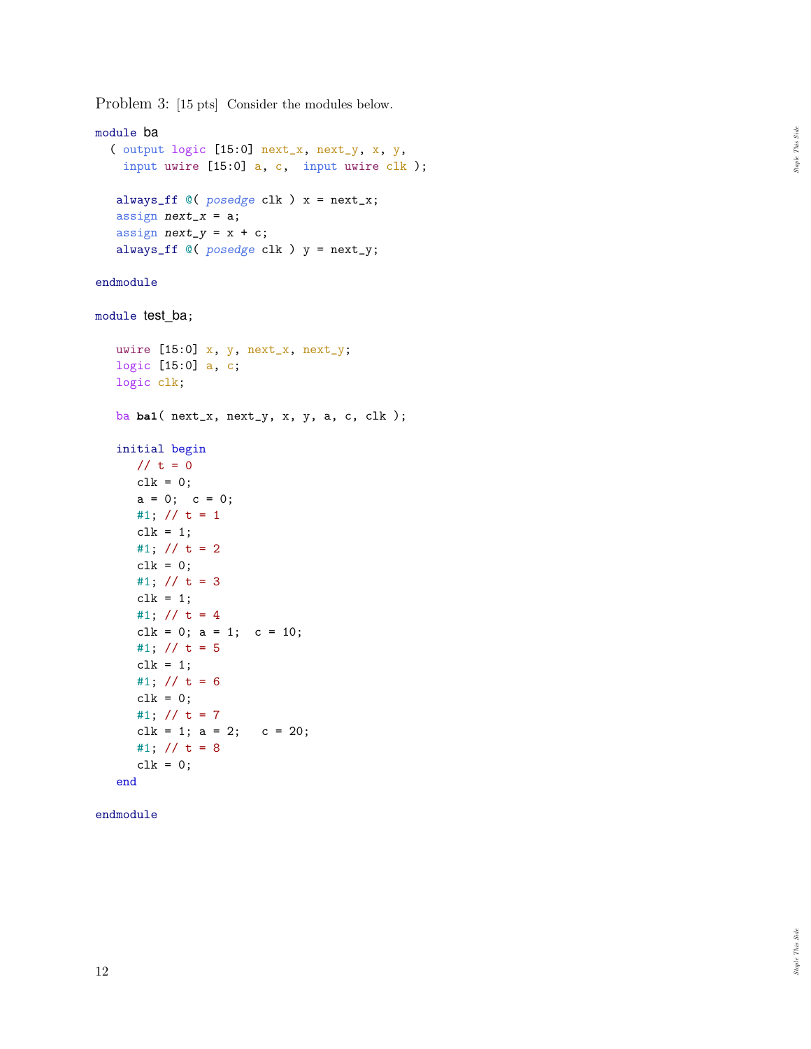Problem 3: [15 pts] Consider the modules below.

```
module ba
  ( output logic [15:0] next_x, next_y, x, y,
    input uwire [15:0] a, c,  input uwire clk );

   always_ff @( posedge clk ) x = next_x;
   assign next_x = a;
   assign next_y = x + c;
   always_ff @( posedge clk ) y = next_y;

endmodule

module test_ba;

   uwire [15:0] x, y, next_x, next_y;
   logic [15:0] a, c;
   logic clk;

   ba ba1( next_x, next_y, x, y, a, c, clk );

   initial begin
      // t = 0
      clk = 0;
      a = 0;  c = 0;
      #1; // t = 1
      clk = 1;
      #1; // t = 2
      clk = 0;
      #1; // t = 3
      clk = 1;
      #1; // t = 4
      clk = 0; a = 1;  c = 10;
      #1; // t = 5
      clk = 1;
      #1; // t = 6
      clk = 0;
      #1; // t = 7
      clk = 1; a = 2;   c = 20;
      #1; // t = 8
      clk = 0;
   end

endmodule
```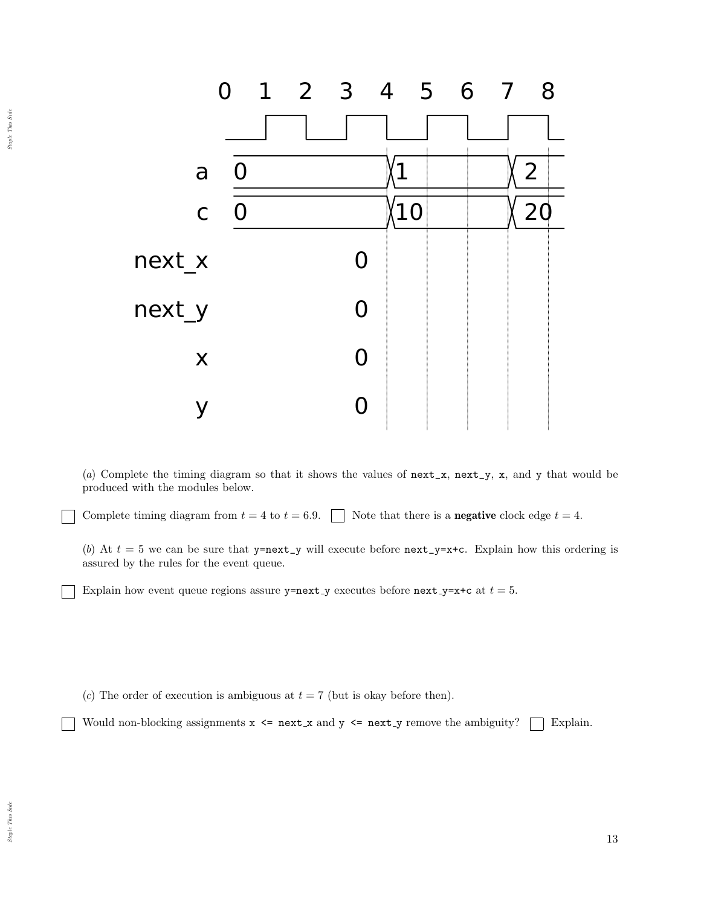| | 0 | 1 | 2 | 3 | 4 | 5 | 6 | 7 | 8 |
|---|---|---|---|---|---|---|---|---|---|
| a | 0 | | | | 1 | | | 2 | |
| c | 0 | | | | 10 | | | 20 | |
| next_x | | | | 0 | | | | | |
| next_y | | | | 0 | | | | | |
| x | | | | 0 | | | | | |
| y | | | | 0 | | | | | |

(*a*) Complete the timing diagram so that it shows the values of `next_x`, `next_y`, `x`, and `y` that would be produced with the modules below.

☐ Complete timing diagram from $t = 4$ to $t = 6.9$. ☐ Note that there is a **negative** clock edge $t = 4$.

(*b*) At $t = 5$ we can be sure that `y=next_y` will execute before `next_y=x+c`. Explain how this ordering is assured by the rules for the event queue.

☐ Explain how event queue regions assure `y=next_y` executes before `next_y=x+c` at $t = 5$.

(*c*) The order of execution is ambiguous at $t = 7$ (but is okay before then).

☐ Would non-blocking assignments `x <= next_x` and `y <= next_y` remove the ambiguity? ☐ Explain.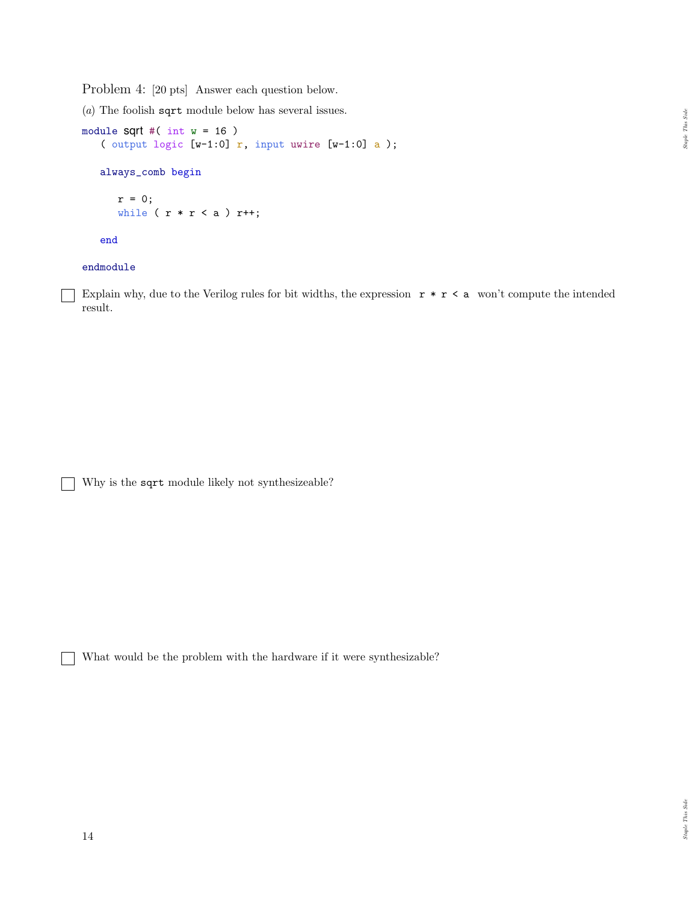Problem 4: [20 pts] Answer each question below.

(*a*) The foolish `sqrt` module below has several issues.

```
module sqrt #( int w = 16 )
   ( output logic [w-1:0] r, input uwire [w-1:0] a );

   always_comb begin

      r = 0;
      while ( r * r < a ) r++;

   end

endmodule
```

☐ Explain why, due to the Verilog rules for bit widths, the expression `r * r < a` won't compute the intended result.

☐ Why is the `sqrt` module likely not synthesizeable?

☐ What would be the problem with the hardware if it were synthesizable?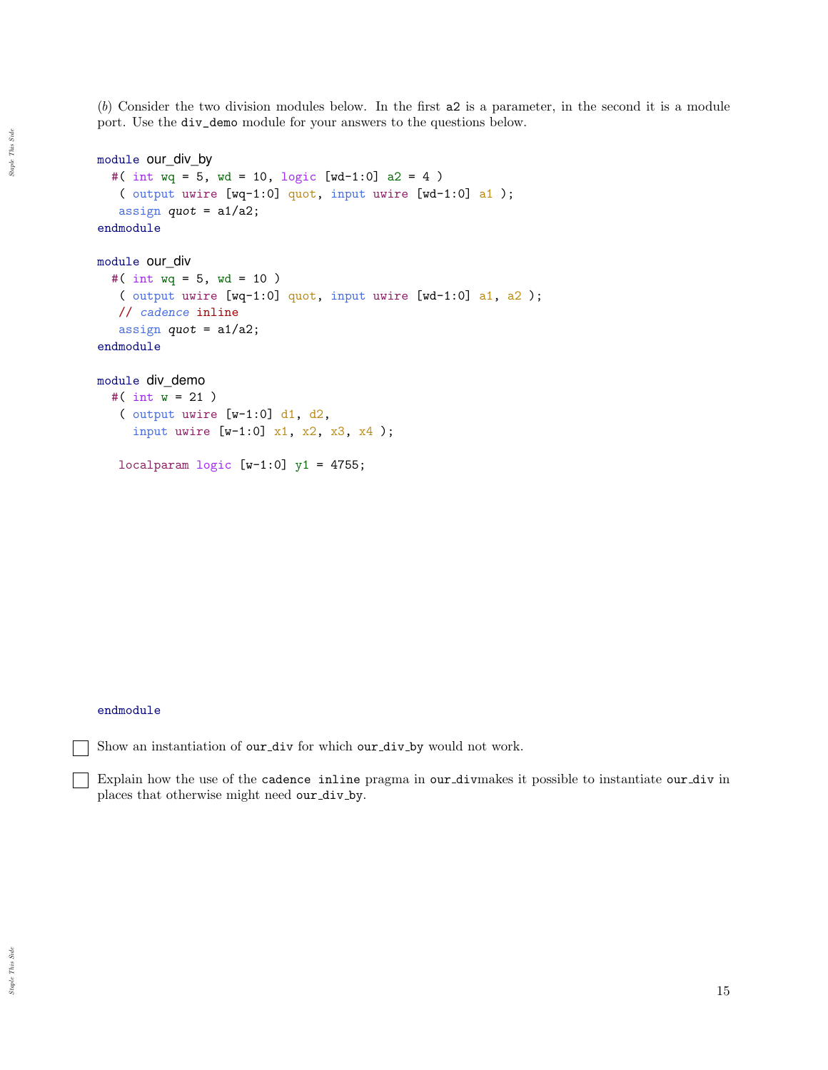(*b*) Consider the two division modules below. In the first `a2` is a parameter, in the second it is a module port. Use the `div_demo` module for your answers to the questions below.

```
module our_div_by
  #( int wq = 5, wd = 10, logic [wd-1:0] a2 = 4 )
   ( output uwire [wq-1:0] quot, input uwire [wd-1:0] a1 );
   assign quot = a1/a2;
endmodule

module our_div
  #( int wq = 5, wd = 10 )
   ( output uwire [wq-1:0] quot, input uwire [wd-1:0] a1, a2 );
   // cadence inline
   assign quot = a1/a2;
endmodule

module div_demo
  #( int w = 21 )
   ( output uwire [w-1:0] d1, d2,
     input uwire [w-1:0] x1, x2, x3, x4 );

   localparam logic [w-1:0] y1 = 4755;









endmodule
```

☐ Show an instantiation of `our_div` for which `our_div_by` would not work.

☐ Explain how the use of the `cadence inline` pragma in `our_div`makes it possible to instantiate `our_div` in places that otherwise might need `our_div_by`.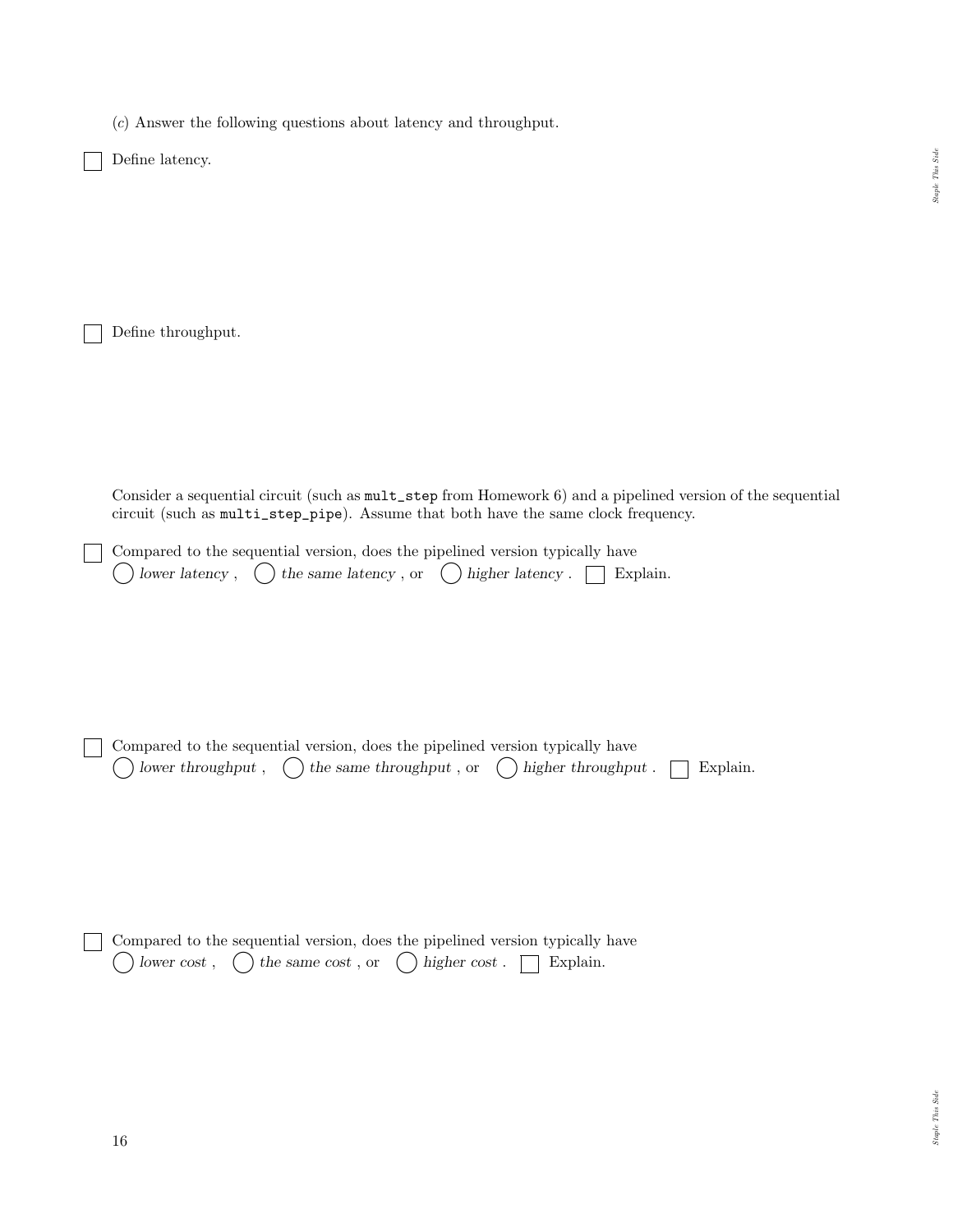(*c*) Answer the following questions about latency and throughput.

☐ Define latency.

☐ Define throughput.

Consider a sequential circuit (such as `mult_step` from Homework 6) and a pipelined version of the sequential circuit (such as `multi_step_pipe`). Assume that both have the same clock frequency.

☐ Compared to the sequential version, does the pipelined version typically have
◯ *lower latency* , ◯ *the same latency* , or ◯ *higher latency* . ☐ Explain.

☐ Compared to the sequential version, does the pipelined version typically have
◯ *lower throughput* , ◯ *the same throughput* , or ◯ *higher throughput* . ☐ Explain.

☐ Compared to the sequential version, does the pipelined version typically have
◯ *lower cost* , ◯ *the same cost* , or ◯ *higher cost* . ☐ Explain.